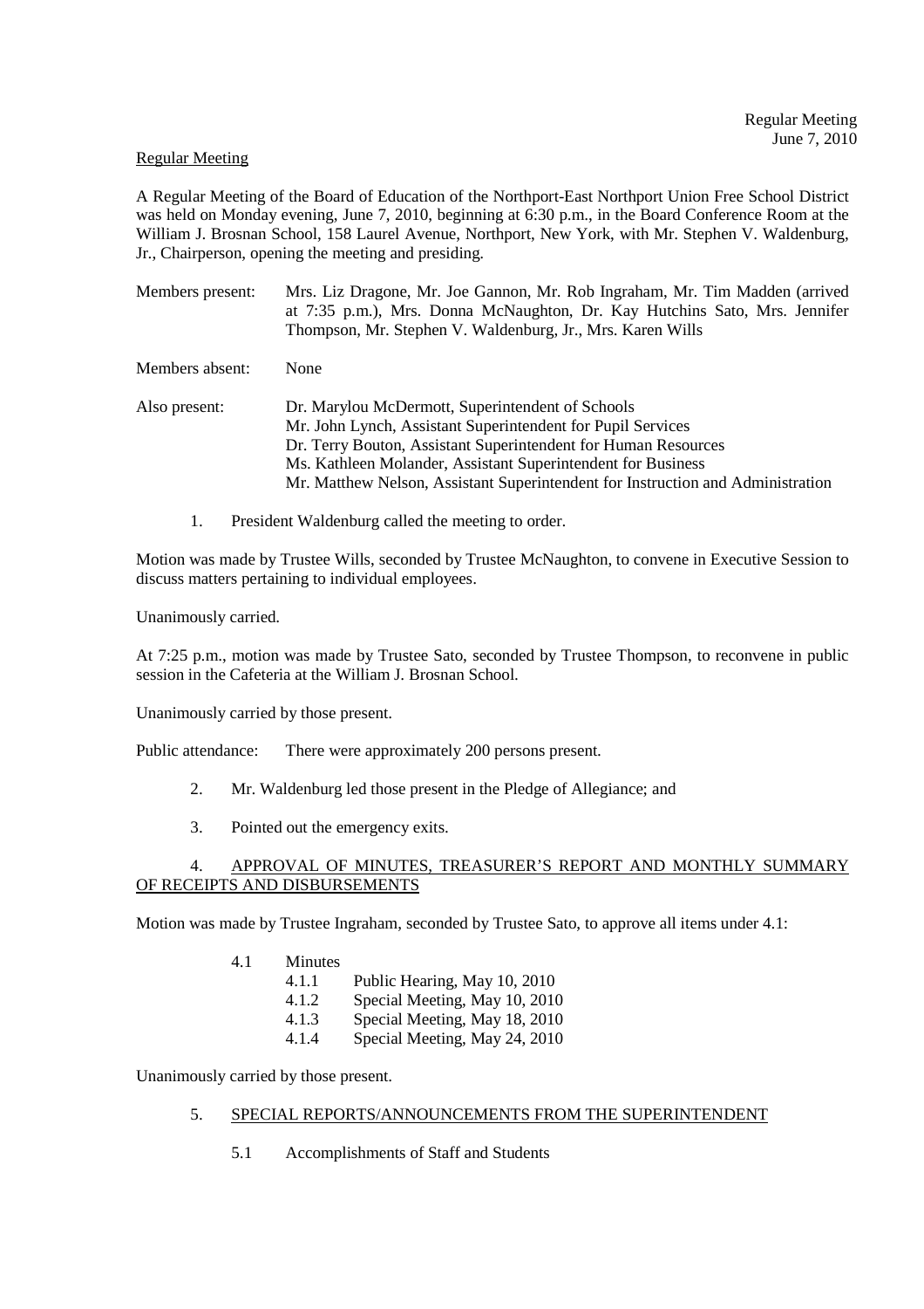Regular Meeting
June 7, 2010

Regular Meeting

A Regular Meeting of the Board of Education of the Northport-East Northport Union Free School District was held on Monday evening, June 7, 2010, beginning at 6:30 p.m., in the Board Conference Room at the William J. Brosnan School, 158 Laurel Avenue, Northport, New York, with Mr. Stephen V. Waldenburg, Jr., Chairperson, opening the meeting and presiding.

Members present: Mrs. Liz Dragone, Mr. Joe Gannon, Mr. Rob Ingraham, Mr. Tim Madden (arrived at 7:35 p.m.), Mrs. Donna McNaughton, Dr. Kay Hutchins Sato, Mrs. Jennifer Thompson, Mr. Stephen V. Waldenburg, Jr., Mrs. Karen Wills

Members absent: None

Also present: Dr. Marylou McDermott, Superintendent of Schools
Mr. John Lynch, Assistant Superintendent for Pupil Services
Dr. Terry Bouton, Assistant Superintendent for Human Resources
Ms. Kathleen Molander, Assistant Superintendent for Business
Mr. Matthew Nelson, Assistant Superintendent for Instruction and Administration

1. President Waldenburg called the meeting to order.

Motion was made by Trustee Wills, seconded by Trustee McNaughton, to convene in Executive Session to discuss matters pertaining to individual employees.

Unanimously carried.

At 7:25 p.m., motion was made by Trustee Sato, seconded by Trustee Thompson, to reconvene in public session in the Cafeteria at the William J. Brosnan School.

Unanimously carried by those present.

Public attendance: There were approximately 200 persons present.

2. Mr. Waldenburg led those present in the Pledge of Allegiance; and

3. Pointed out the emergency exits.

4. APPROVAL OF MINUTES, TREASURER'S REPORT AND MONTHLY SUMMARY OF RECEIPTS AND DISBURSEMENTS

Motion was made by Trustee Ingraham, seconded by Trustee Sato, to approve all items under 4.1:

4.1 Minutes
- 4.1.1 Public Hearing, May 10, 2010
- 4.1.2 Special Meeting, May 10, 2010
- 4.1.3 Special Meeting, May 18, 2010
- 4.1.4 Special Meeting, May 24, 2010

Unanimously carried by those present.

5. SPECIAL REPORTS/ANNOUNCEMENTS FROM THE SUPERINTENDENT

5.1 Accomplishments of Staff and Students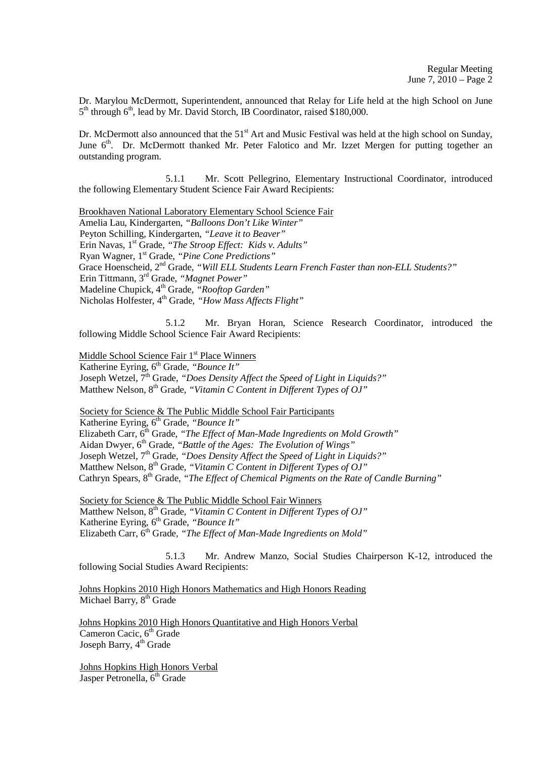Dr. Marylou McDermott, Superintendent, announced that Relay for Life held at the high School on June 5th through 6th, lead by Mr. David Storch, IB Coordinator, raised $180,000.

Dr. McDermott also announced that the 51st Art and Music Festival was held at the high school on Sunday, June 6th. Dr. McDermott thanked Mr. Peter Falotico and Mr. Izzet Mergen for putting together an outstanding program.

5.1.1 Mr. Scott Pellegrino, Elementary Instructional Coordinator, introduced the following Elementary Student Science Fair Award Recipients:

Brookhaven National Laboratory Elementary School Science Fair
Amelia Lau, Kindergarten, *"Balloons Don't Like Winter"*
Peyton Schilling, Kindergarten, *"Leave it to Beaver"*
Erin Navas, 1st Grade, *"The Stroop Effect: Kids v. Adults"*
Ryan Wagner, 1st Grade, *"Pine Cone Predictions"*
Grace Hoenscheid, 2nd Grade, *"Will ELL Students Learn French Faster than non-ELL Students?"*
Erin Tittmann, 3rd Grade, *"Magnet Power"*
Madeline Chupick, 4th Grade, *"Rooftop Garden"*
Nicholas Holfester, 4th Grade, *"How Mass Affects Flight"*

5.1.2 Mr. Bryan Horan, Science Research Coordinator, introduced the following Middle School Science Fair Award Recipients:

Middle School Science Fair 1st Place Winners
Katherine Eyring, 6th Grade, *"Bounce It"*
Joseph Wetzel, 7th Grade, *"Does Density Affect the Speed of Light in Liquids?"*
Matthew Nelson, 8th Grade, *"Vitamin C Content in Different Types of OJ"*

Society for Science & The Public Middle School Fair Participants
Katherine Eyring, 6th Grade, *"Bounce It"*
Elizabeth Carr, 6th Grade, *"The Effect of Man-Made Ingredients on Mold Growth"*
Aidan Dwyer, 6th Grade, *"Battle of the Ages: The Evolution of Wings"*
Joseph Wetzel, 7th Grade, *"Does Density Affect the Speed of Light in Liquids?"*
Matthew Nelson, 8th Grade, *"Vitamin C Content in Different Types of OJ"*
Cathryn Spears, 8th Grade, *"The Effect of Chemical Pigments on the Rate of Candle Burning"*

Society for Science & The Public Middle School Fair Winners
Matthew Nelson, 8th Grade, *"Vitamin C Content in Different Types of OJ"*
Katherine Eyring, 6th Grade, *"Bounce It"*
Elizabeth Carr, 6th Grade, *"The Effect of Man-Made Ingredients on Mold"*

5.1.3 Mr. Andrew Manzo, Social Studies Chairperson K-12, introduced the following Social Studies Award Recipients:

Johns Hopkins 2010 High Honors Mathematics and High Honors Reading
Michael Barry, 8th Grade

Johns Hopkins 2010 High Honors Quantitative and High Honors Verbal
Cameron Cacic, 6th Grade
Joseph Barry, 4th Grade

Johns Hopkins High Honors Verbal
Jasper Petronella, 6th Grade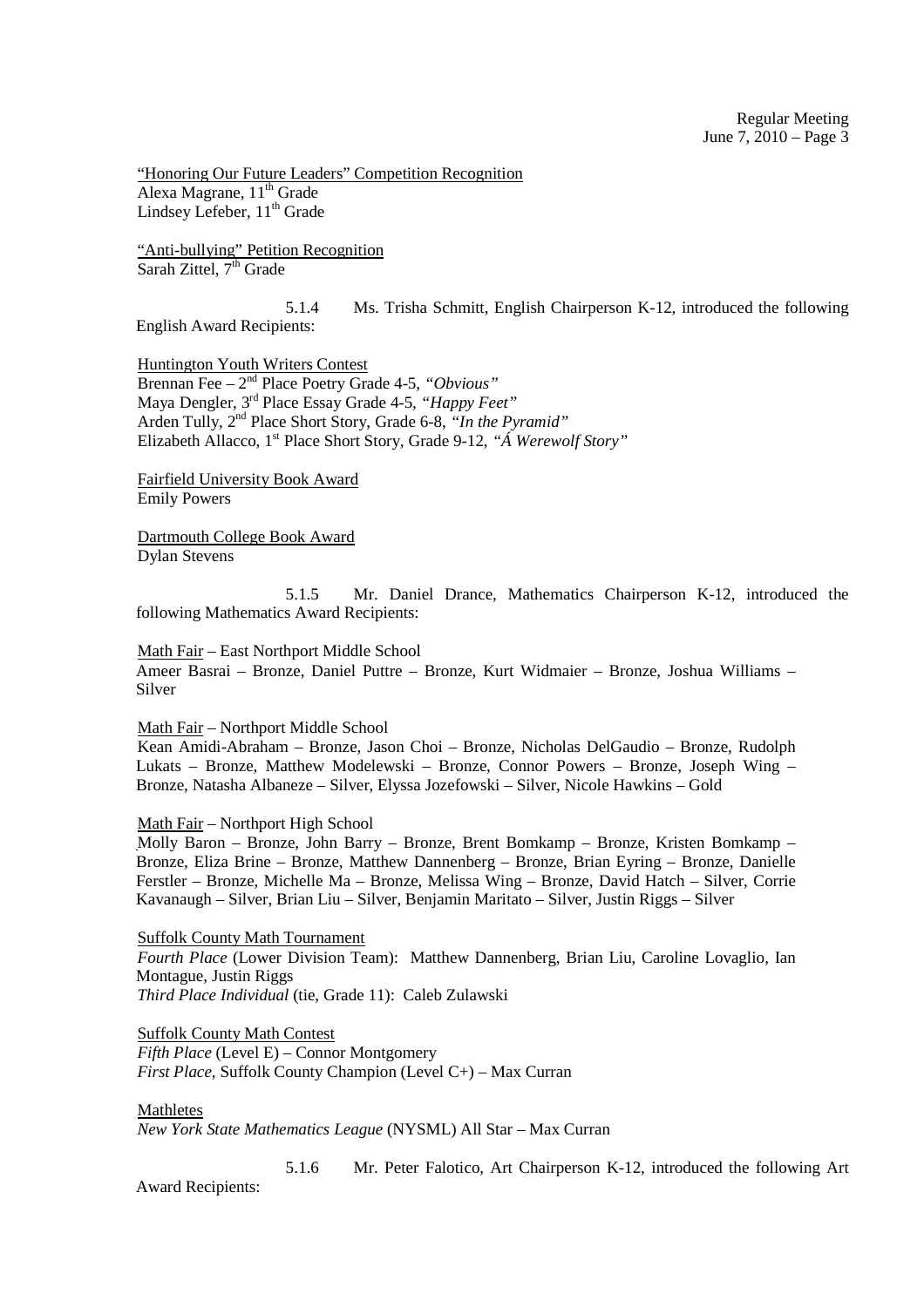"Honoring Our Future Leaders" Competition Recognition
Alexa Magrane, 11th Grade
Lindsey Lefeber, 11th Grade

"Anti-bullying" Petition Recognition
Sarah Zittel, 7th Grade

5.1.4 Ms. Trisha Schmitt, English Chairperson K-12, introduced the following English Award Recipients:

Huntington Youth Writers Contest
Brennan Fee – 2nd Place Poetry Grade 4-5, *"Obvious"*
Maya Dengler, 3rd Place Essay Grade 4-5, *"Happy Feet"*
Arden Tully, 2nd Place Short Story, Grade 6-8, *"In the Pyramid"*
Elizabeth Allacco, 1st Place Short Story, Grade 9-12, *"Á Werewolf Story"*

Fairfield University Book Award
Emily Powers

Dartmouth College Book Award
Dylan Stevens

5.1.5 Mr. Daniel Drance, Mathematics Chairperson K-12, introduced the following Mathematics Award Recipients:

Math Fair – East Northport Middle School
Ameer Basrai – Bronze, Daniel Puttre – Bronze, Kurt Widmaier – Bronze, Joshua Williams – Silver

Math Fair – Northport Middle School
Kean Amidi-Abraham – Bronze, Jason Choi – Bronze, Nicholas DelGaudio – Bronze, Rudolph Lukats – Bronze, Matthew Modelewski – Bronze, Connor Powers – Bronze, Joseph Wing – Bronze, Natasha Albaneze – Silver, Elyssa Jozefowski – Silver, Nicole Hawkins – Gold

Math Fair – Northport High School
Molly Baron – Bronze, John Barry – Bronze, Brent Bomkamp – Bronze, Kristen Bomkamp – Bronze, Eliza Brine – Bronze, Matthew Dannenberg – Bronze, Brian Eyring – Bronze, Danielle Ferstler – Bronze, Michelle Ma – Bronze, Melissa Wing – Bronze, David Hatch – Silver, Corrie Kavanaugh – Silver, Brian Liu – Silver, Benjamin Maritato – Silver, Justin Riggs – Silver

Suffolk County Math Tournament
*Fourth Place* (Lower Division Team): Matthew Dannenberg, Brian Liu, Caroline Lovaglio, Ian Montague, Justin Riggs
*Third Place Individual* (tie, Grade 11): Caleb Zulawski

Suffolk County Math Contest
*Fifth Place* (Level E) – Connor Montgomery
*First Place*, Suffolk County Champion (Level C+) – Max Curran

Mathletes
*New York State Mathematics League* (NYSML) All Star – Max Curran

5.1.6 Mr. Peter Falotico, Art Chairperson K-12, introduced the following Art Award Recipients: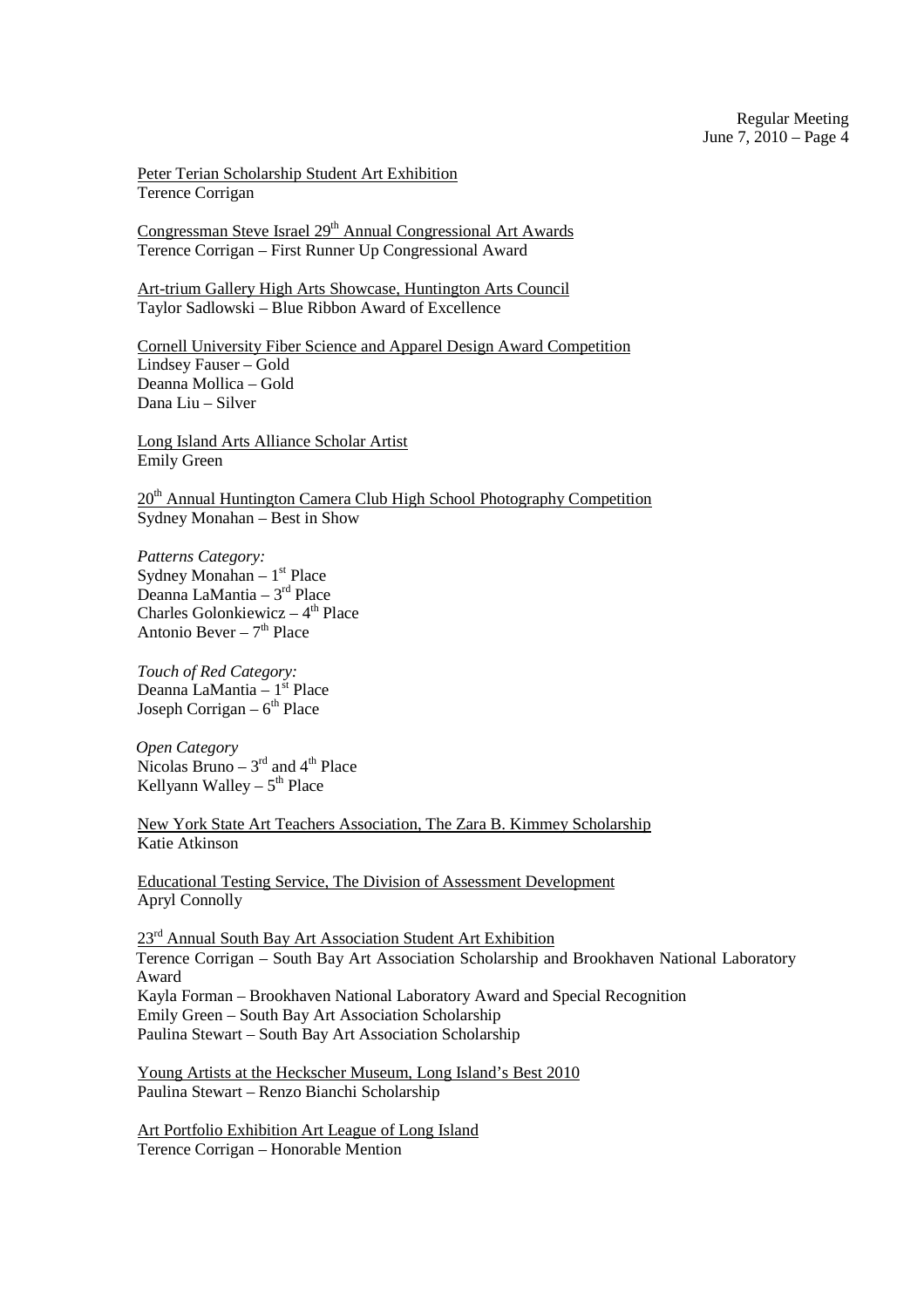<u>Peter Terian Scholarship Student Art Exhibition</u>
Terence Corrigan

<u>Congressman Steve Israel 29th Annual Congressional Art Awards</u>
Terence Corrigan – First Runner Up Congressional Award

<u>Art-trium Gallery High Arts Showcase, Huntington Arts Council</u>
Taylor Sadlowski – Blue Ribbon Award of Excellence

<u>Cornell University Fiber Science and Apparel Design Award Competition</u>
Lindsey Fauser – Gold
Deanna Mollica – Gold
Dana Liu – Silver

<u>Long Island Arts Alliance Scholar Artist</u>
Emily Green

<u>20th Annual Huntington Camera Club High School Photography Competition</u>
Sydney Monahan – Best in Show

*Patterns Category:*
Sydney Monahan – 1st Place
Deanna LaMantia – 3rd Place
Charles Golonkiewicz – 4th Place
Antonio Bever – 7th Place

*Touch of Red Category:*
Deanna LaMantia – 1st Place
Joseph Corrigan – 6th Place

*Open Category*
Nicolas Bruno – 3rd and 4th Place
Kellyann Walley – 5th Place

<u>New York State Art Teachers Association, The Zara B. Kimmey Scholarship</u>
Katie Atkinson

<u>Educational Testing Service, The Division of Assessment Development</u>
Apryl Connolly

<u>23rd Annual South Bay Art Association Student Art Exhibition</u>
Terence Corrigan – South Bay Art Association Scholarship and Brookhaven National Laboratory Award
Kayla Forman – Brookhaven National Laboratory Award and Special Recognition
Emily Green – South Bay Art Association Scholarship
Paulina Stewart – South Bay Art Association Scholarship

<u>Young Artists at the Heckscher Museum, Long Island's Best 2010</u>
Paulina Stewart – Renzo Bianchi Scholarship

<u>Art Portfolio Exhibition Art League of Long Island</u>
Terence Corrigan – Honorable Mention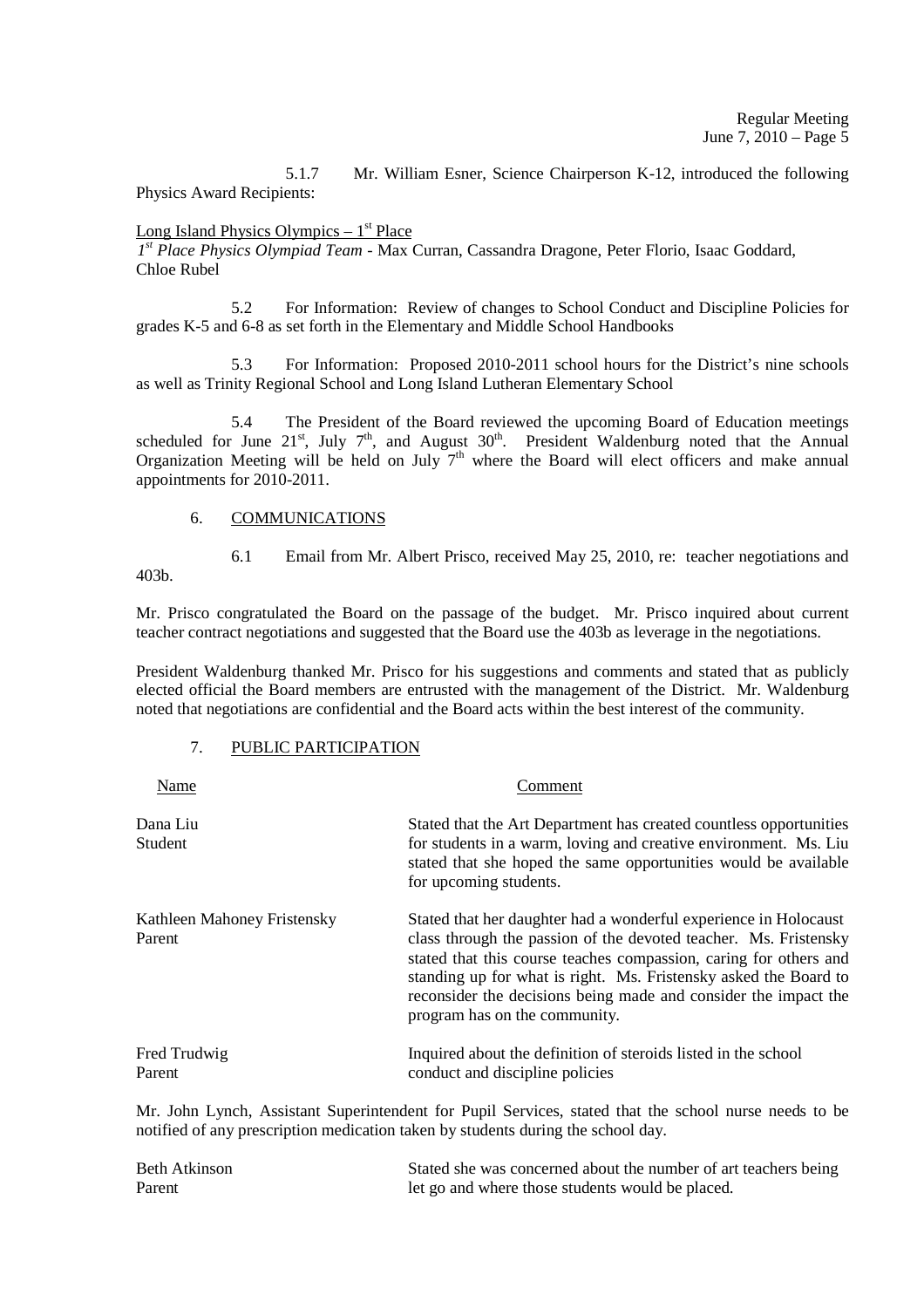5.1.7 Mr. William Esner, Science Chairperson K-12, introduced the following Physics Award Recipients:

Long Island Physics Olympics – 1st Place
*1st Place Physics Olympiad Team* - Max Curran, Cassandra Dragone, Peter Florio, Isaac Goddard, Chloe Rubel

5.2 For Information: Review of changes to School Conduct and Discipline Policies for grades K-5 and 6-8 as set forth in the Elementary and Middle School Handbooks

5.3 For Information: Proposed 2010-2011 school hours for the District's nine schools as well as Trinity Regional School and Long Island Lutheran Elementary School

5.4 The President of the Board reviewed the upcoming Board of Education meetings scheduled for June 21st, July 7th, and August 30th. President Waldenburg noted that the Annual Organization Meeting will be held on July 7th where the Board will elect officers and make annual appointments for 2010-2011.

6. COMMUNICATIONS

6.1 Email from Mr. Albert Prisco, received May 25, 2010, re: teacher negotiations and 403b.

Mr. Prisco congratulated the Board on the passage of the budget. Mr. Prisco inquired about current teacher contract negotiations and suggested that the Board use the 403b as leverage in the negotiations.

President Waldenburg thanked Mr. Prisco for his suggestions and comments and stated that as publicly elected official the Board members are entrusted with the management of the District. Mr. Waldenburg noted that negotiations are confidential and the Board acts within the best interest of the community.

7. PUBLIC PARTICIPATION

| Name | Comment |
|---|---|
| Dana Liu<br>Student | Stated that the Art Department has created countless opportunities for students in a warm, loving and creative environment. Ms. Liu stated that she hoped the same opportunities would be available for upcoming students. |
| Kathleen Mahoney Fristensky<br>Parent | Stated that her daughter had a wonderful experience in Holocaust class through the passion of the devoted teacher. Ms. Fristensky stated that this course teaches compassion, caring for others and standing up for what is right. Ms. Fristensky asked the Board to reconsider the decisions being made and consider the impact the program has on the community. |
| Fred Trudwig<br>Parent | Inquired about the definition of steroids listed in the school conduct and discipline policies |

Mr. John Lynch, Assistant Superintendent for Pupil Services, stated that the school nurse needs to be notified of any prescription medication taken by students during the school day.

| Name | Comment |
|---|---|
| Beth Atkinson<br>Parent | Stated she was concerned about the number of art teachers being let go and where those students would be placed. |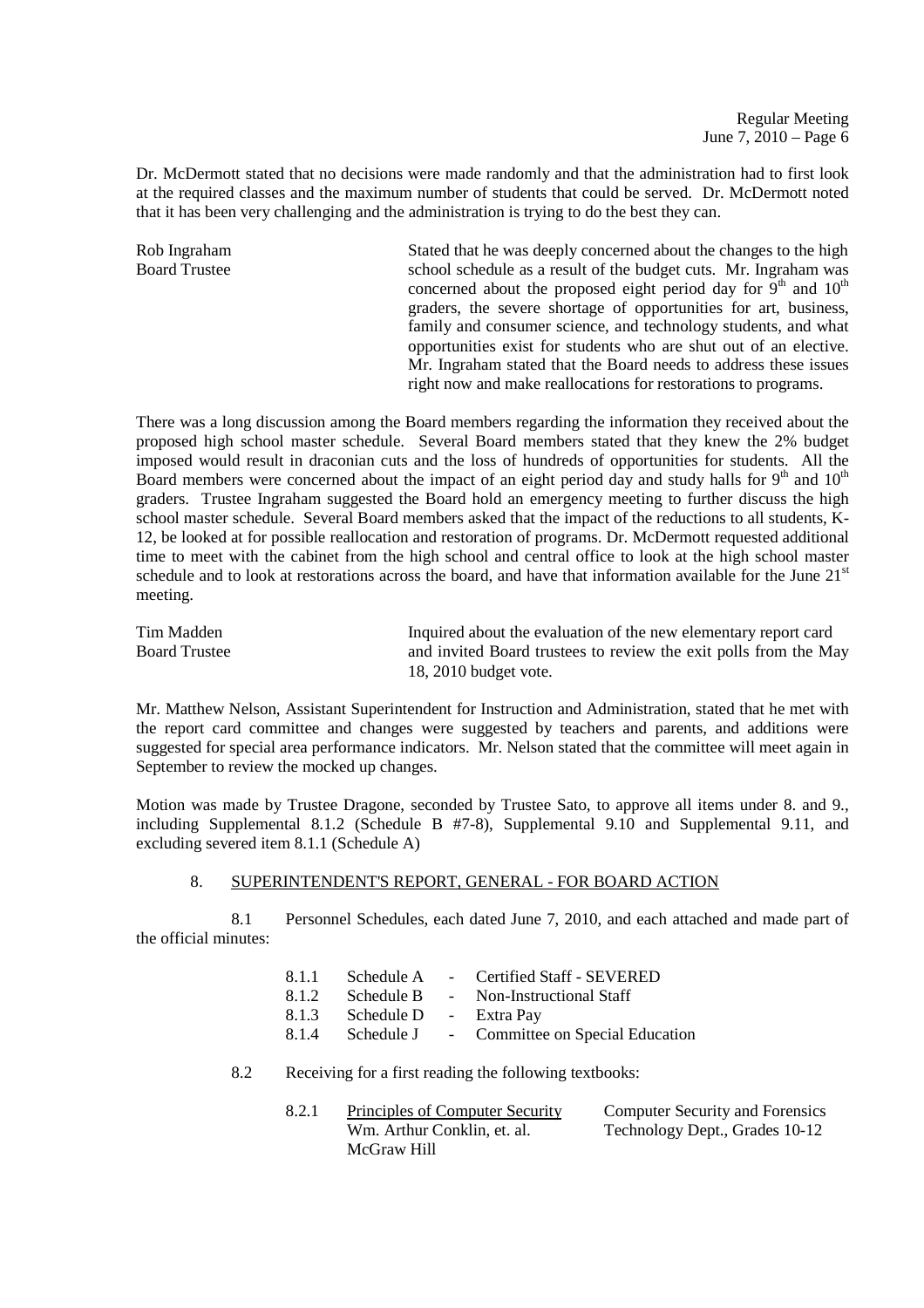Dr. McDermott stated that no decisions were made randomly and that the administration had to first look at the required classes and the maximum number of students that could be served. Dr. McDermott noted that it has been very challenging and the administration is trying to do the best they can.

Rob Ingraham
Board Trustee

Stated that he was deeply concerned about the changes to the high school schedule as a result of the budget cuts. Mr. Ingraham was concerned about the proposed eight period day for 9th and 10th graders, the severe shortage of opportunities for art, business, family and consumer science, and technology students, and what opportunities exist for students who are shut out of an elective. Mr. Ingraham stated that the Board needs to address these issues right now and make reallocations for restorations to programs.

There was a long discussion among the Board members regarding the information they received about the proposed high school master schedule. Several Board members stated that they knew the 2% budget imposed would result in draconian cuts and the loss of hundreds of opportunities for students. All the Board members were concerned about the impact of an eight period day and study halls for 9th and 10th graders. Trustee Ingraham suggested the Board hold an emergency meeting to further discuss the high school master schedule. Several Board members asked that the impact of the reductions to all students, K-12, be looked at for possible reallocation and restoration of programs. Dr. McDermott requested additional time to meet with the cabinet from the high school and central office to look at the high school master schedule and to look at restorations across the board, and have that information available for the June 21st meeting.

Tim Madden
Board Trustee

Inquired about the evaluation of the new elementary report card and invited Board trustees to review the exit polls from the May 18, 2010 budget vote.

Mr. Matthew Nelson, Assistant Superintendent for Instruction and Administration, stated that he met with the report card committee and changes were suggested by teachers and parents, and additions were suggested for special area performance indicators. Mr. Nelson stated that the committee will meet again in September to review the mocked up changes.

Motion was made by Trustee Dragone, seconded by Trustee Sato, to approve all items under 8. and 9., including Supplemental 8.1.2 (Schedule B #7-8), Supplemental 9.10 and Supplemental 9.11, and excluding severed item 8.1.1 (Schedule A)

8. SUPERINTENDENT'S REPORT, GENERAL - FOR BOARD ACTION

8.1 Personnel Schedules, each dated June 7, 2010, and each attached and made part of the official minutes:

8.1.1 Schedule A - Certified Staff - SEVERED
8.1.2 Schedule B - Non-Instructional Staff
8.1.3 Schedule D - Extra Pay
8.1.4 Schedule J - Committee on Special Education

8.2 Receiving for a first reading the following textbooks:

8.2.1 Principles of Computer Security — Computer Security and Forensics
Wm. Arthur Conklin, et. al. — Technology Dept., Grades 10-12
McGraw Hill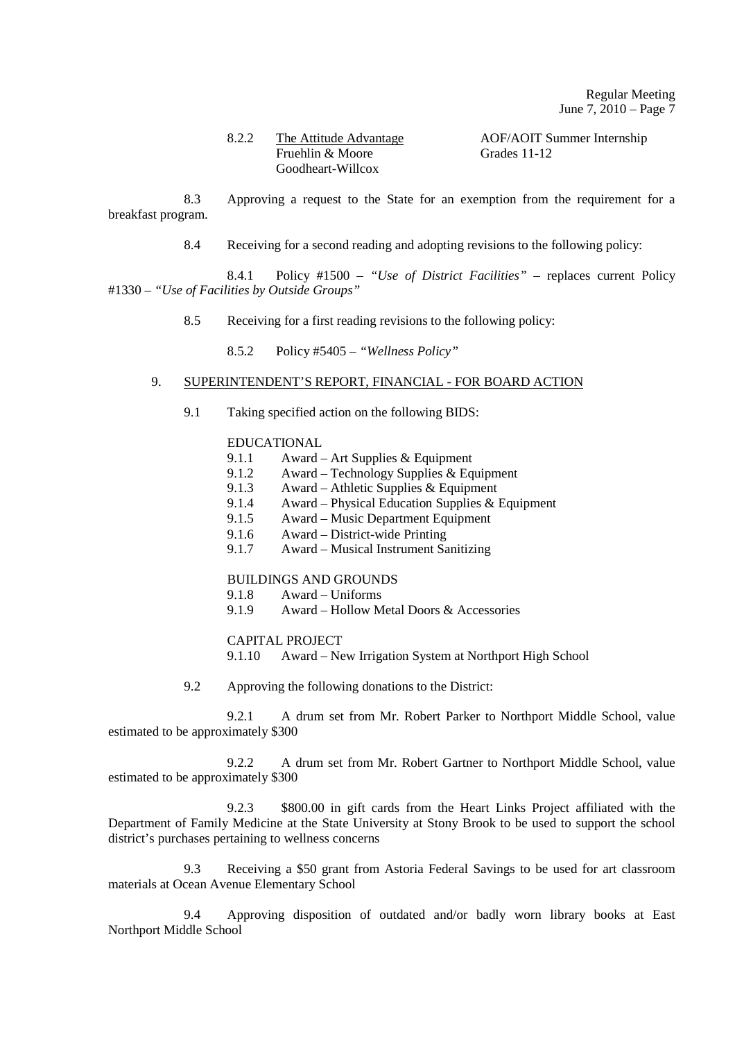8.2.2 The Attitude Advantage — AOF/AOIT Summer Internship
Fruehlin & Moore — Grades 11-12
Goodheart-Willcox

8.3 Approving a request to the State for an exemption from the requirement for a breakfast program.

8.4 Receiving for a second reading and adopting revisions to the following policy:

8.4.1 Policy #1500 – *"Use of District Facilities"* – replaces current Policy #1330 – *"Use of Facilities by Outside Groups"*

8.5 Receiving for a first reading revisions to the following policy:

8.5.2 Policy #5405 – *"Wellness Policy"*

## 9. SUPERINTENDENT'S REPORT, FINANCIAL - FOR BOARD ACTION

9.1 Taking specified action on the following BIDS:

EDUCATIONAL
- 9.1.1 Award – Art Supplies & Equipment
- 9.1.2 Award – Technology Supplies & Equipment
- 9.1.3 Award – Athletic Supplies & Equipment
- 9.1.4 Award – Physical Education Supplies & Equipment
- 9.1.5 Award – Music Department Equipment
- 9.1.6 Award – District-wide Printing
- 9.1.7 Award – Musical Instrument Sanitizing

BUILDINGS AND GROUNDS
- 9.1.8 Award – Uniforms
- 9.1.9 Award – Hollow Metal Doors & Accessories

CAPITAL PROJECT
- 9.1.10 Award – New Irrigation System at Northport High School

9.2 Approving the following donations to the District:

9.2.1 A drum set from Mr. Robert Parker to Northport Middle School, value estimated to be approximately $300

9.2.2 A drum set from Mr. Robert Gartner to Northport Middle School, value estimated to be approximately $300

9.2.3 $800.00 in gift cards from the Heart Links Project affiliated with the Department of Family Medicine at the State University at Stony Brook to be used to support the school district's purchases pertaining to wellness concerns

9.3 Receiving a $50 grant from Astoria Federal Savings to be used for art classroom materials at Ocean Avenue Elementary School

9.4 Approving disposition of outdated and/or badly worn library books at East Northport Middle School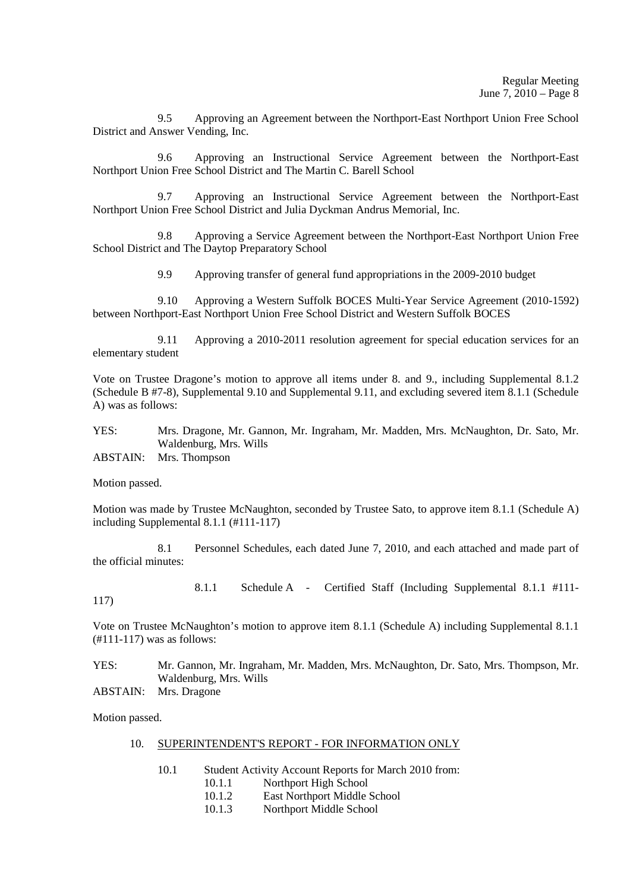9.5 Approving an Agreement between the Northport-East Northport Union Free School District and Answer Vending, Inc.

9.6 Approving an Instructional Service Agreement between the Northport-East Northport Union Free School District and The Martin C. Barell School

9.7 Approving an Instructional Service Agreement between the Northport-East Northport Union Free School District and Julia Dyckman Andrus Memorial, Inc.

9.8 Approving a Service Agreement between the Northport-East Northport Union Free School District and The Daytop Preparatory School

9.9 Approving transfer of general fund appropriations in the 2009-2010 budget

9.10 Approving a Western Suffolk BOCES Multi-Year Service Agreement (2010-1592) between Northport-East Northport Union Free School District and Western Suffolk BOCES

9.11 Approving a 2010-2011 resolution agreement for special education services for an elementary student

Vote on Trustee Dragone's motion to approve all items under 8. and 9., including Supplemental 8.1.2 (Schedule B #7-8), Supplemental 9.10 and Supplemental 9.11, and excluding severed item 8.1.1 (Schedule A) was as follows:

YES: Mrs. Dragone, Mr. Gannon, Mr. Ingraham, Mr. Madden, Mrs. McNaughton, Dr. Sato, Mr. Waldenburg, Mrs. Wills

ABSTAIN: Mrs. Thompson

Motion passed.

Motion was made by Trustee McNaughton, seconded by Trustee Sato, to approve item 8.1.1 (Schedule A) including Supplemental 8.1.1 (#111-117)

8.1 Personnel Schedules, each dated June 7, 2010, and each attached and made part of the official minutes:

8.1.1 Schedule A - Certified Staff (Including Supplemental 8.1.1 #111-117)

Vote on Trustee McNaughton's motion to approve item 8.1.1 (Schedule A) including Supplemental 8.1.1 (#111-117) was as follows:

YES: Mr. Gannon, Mr. Ingraham, Mr. Madden, Mrs. McNaughton, Dr. Sato, Mrs. Thompson, Mr. Waldenburg, Mrs. Wills

ABSTAIN: Mrs. Dragone

Motion passed.

10. SUPERINTENDENT'S REPORT - FOR INFORMATION ONLY

10.1 Student Activity Account Reports for March 2010 from:
- 10.1.1 Northport High School
- 10.1.2 East Northport Middle School
- 10.1.3 Northport Middle School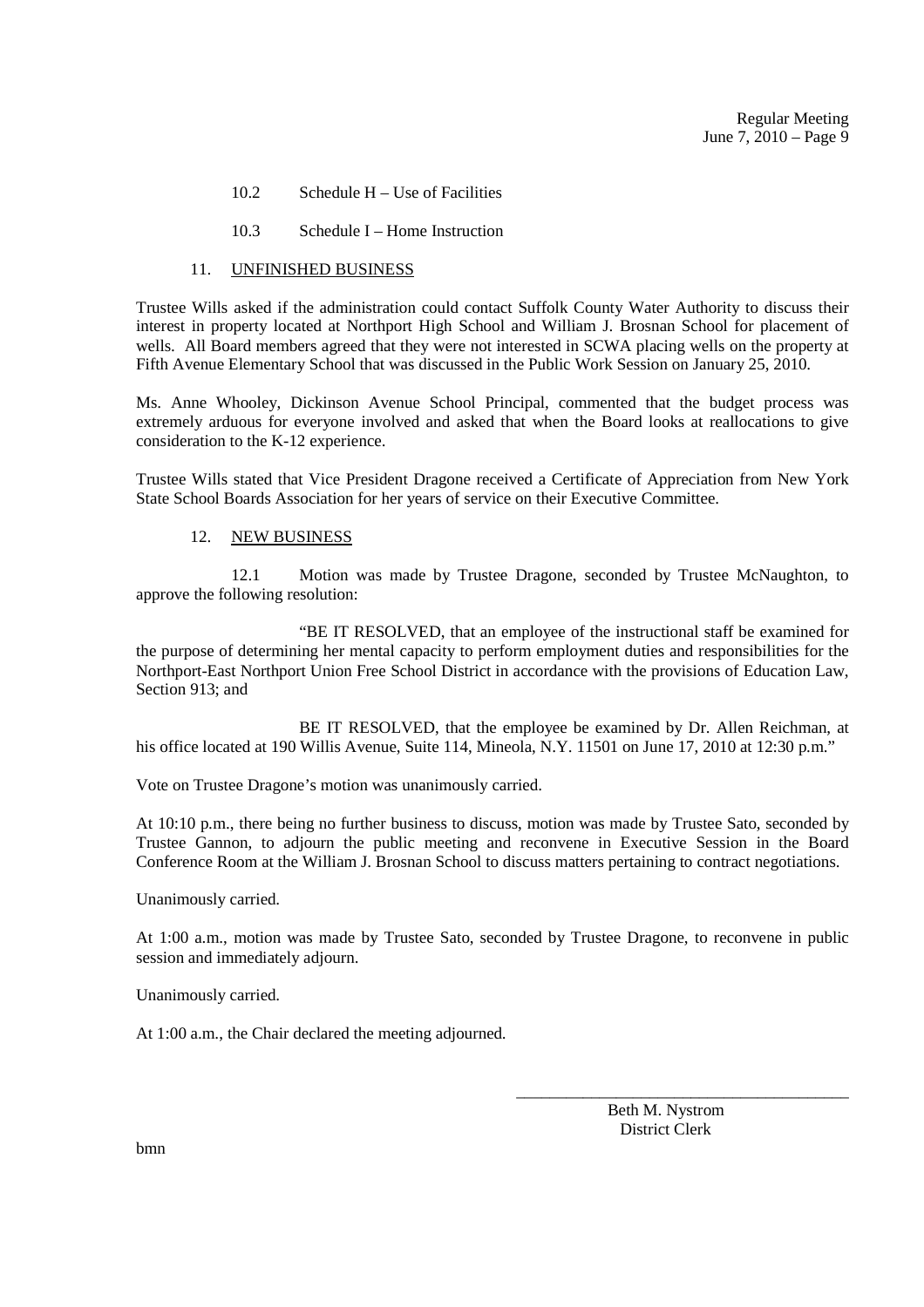10.2 Schedule H – Use of Facilities

10.3 Schedule I – Home Instruction

11. UNFINISHED BUSINESS

Trustee Wills asked if the administration could contact Suffolk County Water Authority to discuss their interest in property located at Northport High School and William J. Brosnan School for placement of wells. All Board members agreed that they were not interested in SCWA placing wells on the property at Fifth Avenue Elementary School that was discussed in the Public Work Session on January 25, 2010.

Ms. Anne Whooley, Dickinson Avenue School Principal, commented that the budget process was extremely arduous for everyone involved and asked that when the Board looks at reallocations to give consideration to the K-12 experience.

Trustee Wills stated that Vice President Dragone received a Certificate of Appreciation from New York State School Boards Association for her years of service on their Executive Committee.

12. NEW BUSINESS

12.1 Motion was made by Trustee Dragone, seconded by Trustee McNaughton, to approve the following resolution:

"BE IT RESOLVED, that an employee of the instructional staff be examined for the purpose of determining her mental capacity to perform employment duties and responsibilities for the Northport-East Northport Union Free School District in accordance with the provisions of Education Law, Section 913; and

BE IT RESOLVED, that the employee be examined by Dr. Allen Reichman, at his office located at 190 Willis Avenue, Suite 114, Mineola, N.Y. 11501 on June 17, 2010 at 12:30 p.m."

Vote on Trustee Dragone's motion was unanimously carried.

At 10:10 p.m., there being no further business to discuss, motion was made by Trustee Sato, seconded by Trustee Gannon, to adjourn the public meeting and reconvene in Executive Session in the Board Conference Room at the William J. Brosnan School to discuss matters pertaining to contract negotiations.

Unanimously carried.

At 1:00 a.m., motion was made by Trustee Sato, seconded by Trustee Dragone, to reconvene in public session and immediately adjourn.

Unanimously carried.

At 1:00 a.m., the Chair declared the meeting adjourned.

\_\_\_\_\_\_\_\_\_\_\_\_\_\_\_\_\_\_\_\_\_\_\_\_\_\_\_\_\_\_\_\_\_\_\_\_\_\_\_\_

Beth M. Nystrom
District Clerk

bmn